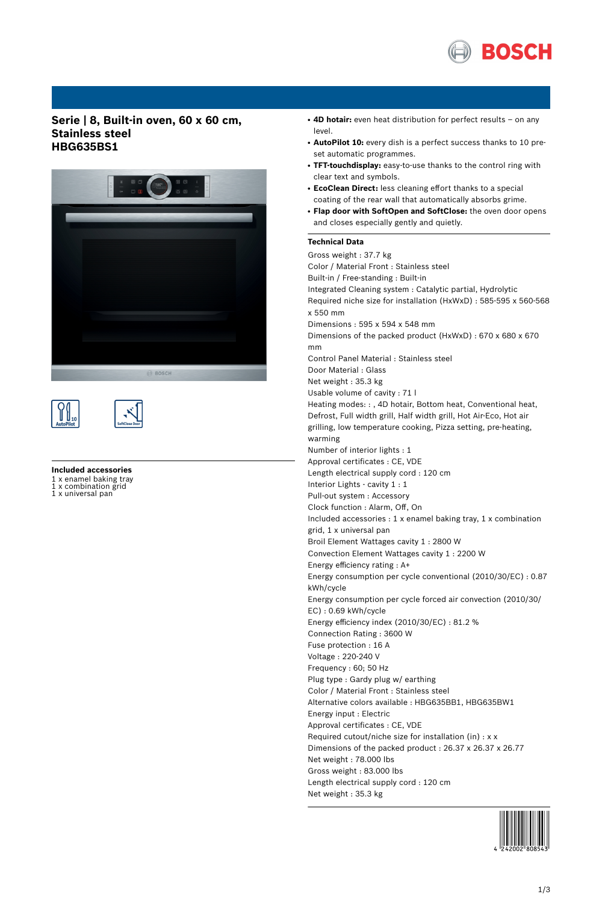# Serie | 8, Built-in oven, 60 x 60 cm, Stainless steel
## HBG635BS1

### Included accessories

1 x enamel baking tray
1 x combination grid
1 x universal pan

- **4D hotair:** even heat distribution for perfect results – on any level.
- **AutoPilot 10:** every dish is a perfect success thanks to 10 pre-set automatic programmes.
- **TFT-touchdisplay:** easy-to-use thanks to the control ring with clear text and symbols.
- **EcoClean Direct:** less cleaning effort thanks to a special coating of the rear wall that automatically absorbs grime.
- **Flap door with SoftOpen and SoftClose:** the oven door opens and closes especially gently and quietly.

### Technical Data

Gross weight : 37.7 kg
Color / Material Front : Stainless steel
Built-in / Free-standing : Built-in
Integrated Cleaning system : Catalytic partial, Hydrolytic
Required niche size for installation (HxWxD) : 585-595 x 560-568 x 550 mm
Dimensions : 595 x 594 x 548 mm
Dimensions of the packed product (HxWxD) : 670 x 680 x 670 mm
Control Panel Material : Stainless steel
Door Material : Glass
Net weight : 35.3 kg
Usable volume of cavity : 71 l
Heating modes: : , 4D hotair, Bottom heat, Conventional heat, Defrost, Full width grill, Half width grill, Hot Air-Eco, Hot air grilling, low temperature cooking, Pizza setting, pre-heating, warming
Number of interior lights : 1
Approval certificates : CE, VDE
Length electrical supply cord : 120 cm
Interior Lights - cavity 1 : 1
Pull-out system : Accessory
Clock function : Alarm, Off, On
Included accessories : 1 x enamel baking tray, 1 x combination grid, 1 x universal pan
Broil Element Wattages cavity 1 : 2800 W
Convection Element Wattages cavity 1 : 2200 W
Energy efficiency rating : A+
Energy consumption per cycle conventional (2010/30/EC) : 0.87 kWh/cycle
Energy consumption per cycle forced air convection (2010/30/EC) : 0.69 kWh/cycle
Energy efficiency index (2010/30/EC) : 81.2 %
Connection Rating : 3600 W
Fuse protection : 16 A
Voltage : 220-240 V
Frequency : 60; 50 Hz
Plug type : Gardy plug w/ earthing
Color / Material Front : Stainless steel
Alternative colors available : HBG635BB1, HBG635BW1
Energy input : Electric
Approval certificates : CE, VDE
Required cutout/niche size for installation (in) : x x
Dimensions of the packed product : 26.37 x 26.37 x 26.77
Net weight : 78.000 lbs
Gross weight : 83.000 lbs
Length electrical supply cord : 120 cm
Net weight : 35.3 kg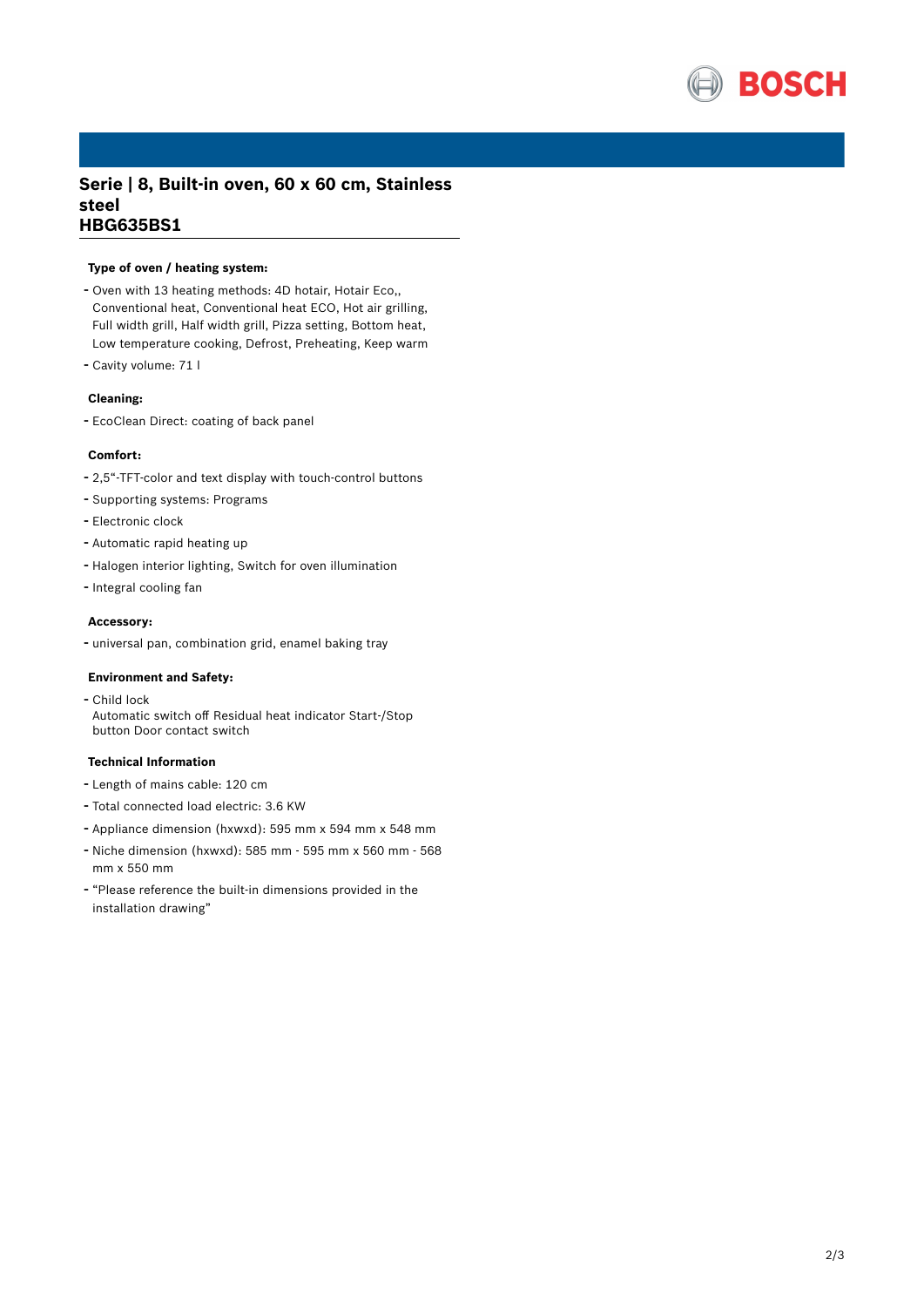# Serie | 8, Built-in oven, 60 x 60 cm, Stainless steel
## HBG635BS1

### Type of oven / heating system:

- Oven with 13 heating methods: 4D hotair, Hotair Eco,, Conventional heat, Conventional heat ECO, Hot air grilling, Full width grill, Half width grill, Pizza setting, Bottom heat, Low temperature cooking, Defrost, Preheating, Keep warm
- Cavity volume: 71 l

### Cleaning:

- EcoClean Direct: coating of back panel

### Comfort:

- 2,5"-TFT-color and text display with touch-control buttons
- Supporting systems: Programs
- Electronic clock
- Automatic rapid heating up
- Halogen interior lighting, Switch for oven illumination
- Integral cooling fan

### Accessory:

- universal pan, combination grid, enamel baking tray

### Environment and Safety:

- Child lock
  Automatic switch off Residual heat indicator Start-/Stop button Door contact switch

### Technical Information

- Length of mains cable: 120 cm
- Total connected load electric: 3.6 KW
- Appliance dimension (hxwxd): 595 mm x 594 mm x 548 mm
- Niche dimension (hxwxd): 585 mm - 595 mm x 560 mm - 568 mm x 550 mm
- "Please reference the built-in dimensions provided in the installation drawing"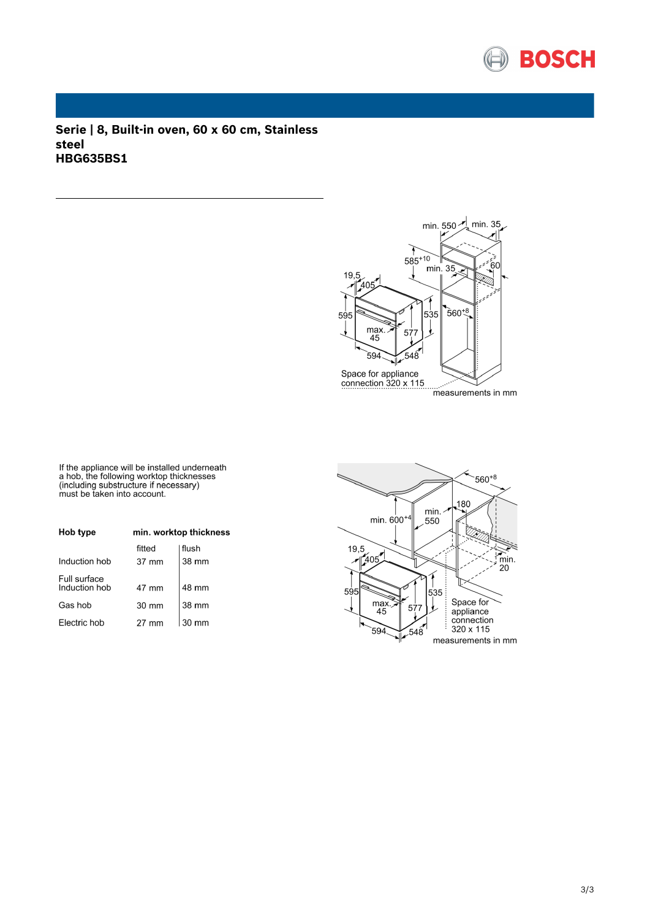**Serie | 8, Built-in oven, 60 x 60 cm, Stainless steel**
**HBG635BS1**

min. 550
min. 35
$585^{+10}$
min. 35
60
19,5
405
595
535
$560^{+8}$
max. 45
577
594
548
Space for appliance connection 320 x 115
measurements in mm

If the appliance will be installed underneath a hob, the following worktop thicknesses (including substructure if necessary) must be taken into account.

| Hob type | min. worktop thickness | |
|---|---|---|
| | fitted | flush |
| Induction hob | 37 mm | 38 mm |
| Full surface Induction hob | 47 mm | 48 mm |
| Gas hob | 30 mm | 38 mm |
| Electric hob | 27 mm | 30 mm |

$560^{+8}$
180
min. $600^{+4}$
min. 550
19,5
405
595
535
min. 20
max. 45
577
Space for appliance connection 320 x 115
594
548
measurements in mm